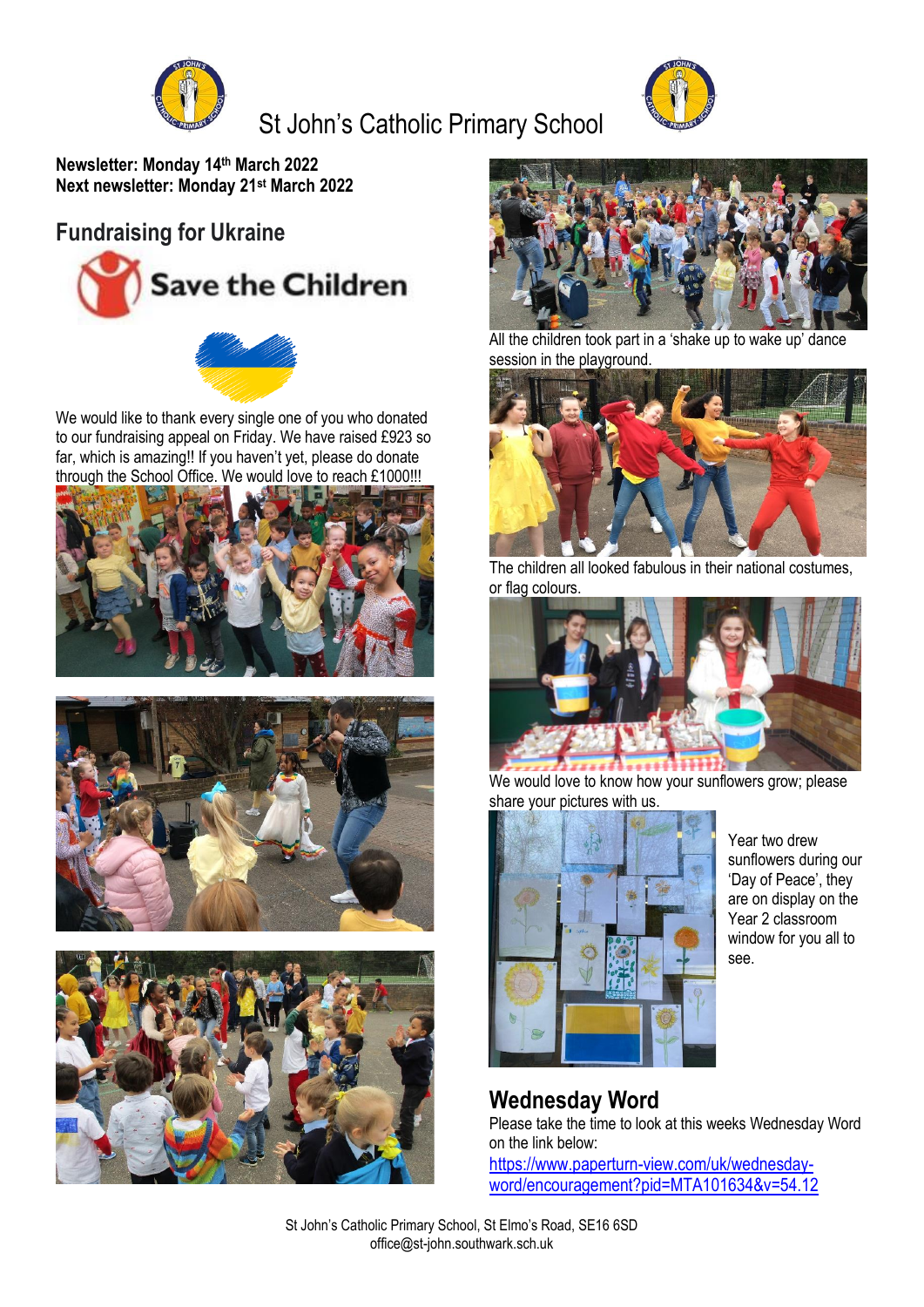# St John's Catholic Primary School

**Newsletter: Monday 14th March 2022**
**Next newsletter: Monday 21st March 2022**

## Fundraising for Ukraine

Save the Children

We would like to thank every single one of you who donated to our fundraising appeal on Friday. We have raised £923 so far, which is amazing!! If you haven't yet, please do donate through the School Office. We would love to reach £1000!!!

All the children took part in a 'shake up to wake up' dance session in the playground.

The children all looked fabulous in their national costumes, or flag colours.

We would love to know how your sunflowers grow; please share your pictures with us.

Year two drew sunflowers during our 'Day of Peace', they are on display on the Year 2 classroom window for you all to see.

## Wednesday Word

Please take the time to look at this weeks Wednesday Word on the link below:

https://www.paperturn-view.com/uk/wednesday-word/encouragement?pid=MTA101634&v=54.12

St John's Catholic Primary School, St Elmo's Road, SE16 6SD
office@st-john.southwark.sch.uk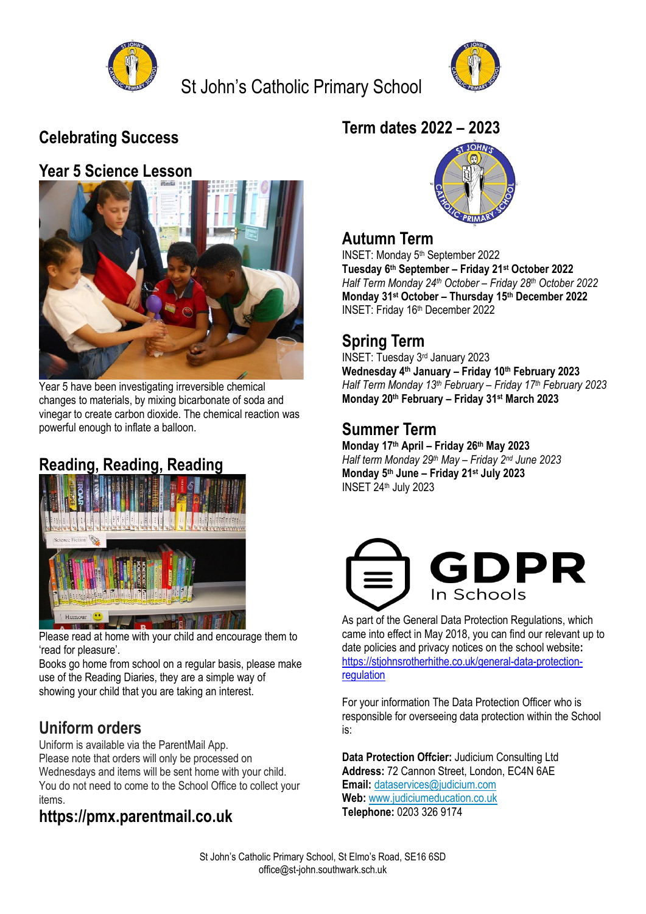# St John's Catholic Primary School

## Celebrating Success

### Year 5 Science Lesson

Year 5 have been investigating irreversible chemical changes to materials, by mixing bicarbonate of soda and vinegar to create carbon dioxide. The chemical reaction was powerful enough to inflate a balloon.

### Reading, Reading, Reading

Please read at home with your child and encourage them to 'read for pleasure'.

Books go home from school on a regular basis, please make use of the Reading Diaries, they are a simple way of showing your child that you are taking an interest.

### Uniform orders

Uniform is available via the ParentMail App.
Please note that orders will only be processed on Wednesdays and items will be sent home with your child. You do not need to come to the School Office to collect your items.

## https://pmx.parentmail.co.uk

## Term dates 2022 – 2023

### Autumn Term

INSET: Monday 5th September 2022
**Tuesday 6th September – Friday 21st October 2022**
*Half Term Monday 24th October – Friday 28th October 2022*
**Monday 31st October – Thursday 15th December 2022**
INSET: Friday 16th December 2022

### Spring Term

INSET: Tuesday 3rd January 2023
**Wednesday 4th January – Friday 10th February 2023**
*Half Term Monday 13th February – Friday 17th February 2023*
**Monday 20th February – Friday 31st March 2023**

### Summer Term

**Monday 17th April – Friday 26th May 2023**
*Half term Monday 29th May – Friday 2nd June 2023*
**Monday 5th June – Friday 21st July 2023**
INSET 24th July 2023

GDPR In Schools

As part of the General Data Protection Regulations, which came into effect in May 2018, you can find our relevant up to date policies and privacy notices on the school website: https://stjohnsrotherhithe.co.uk/general-data-protection-regulation

For your information The Data Protection Officer who is responsible for overseeing data protection within the School is:

**Data Protection Offcier:** Judicium Consulting Ltd
**Address:** 72 Cannon Street, London, EC4N 6AE
**Email:** dataservices@judicium.com
**Web:** www.judiciumeducation.co.uk
**Telephone:** 0203 326 9174

St John's Catholic Primary School, St Elmo's Road, SE16 6SD
office@st-john.southwark.sch.uk